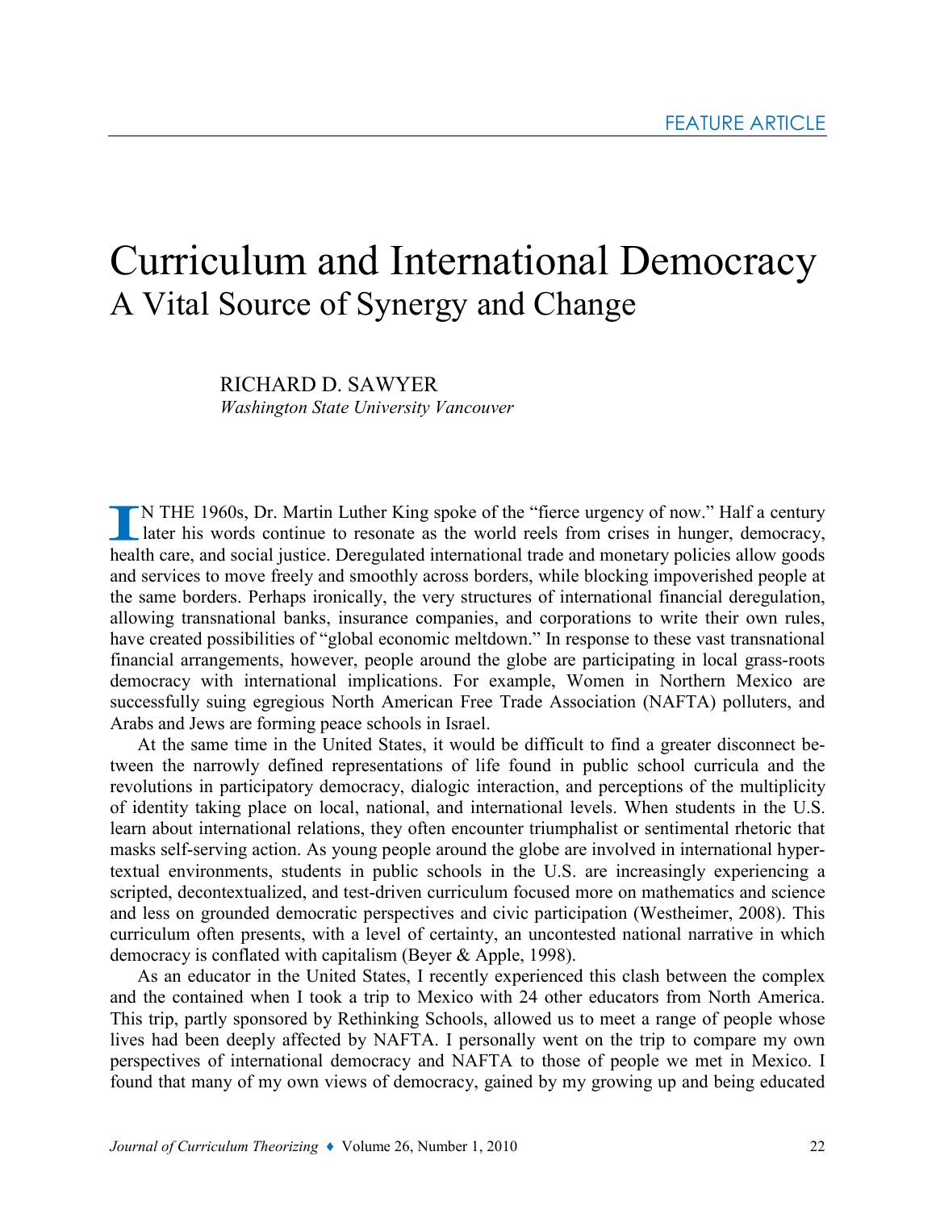FEATURE ARTICLE

# Curriculum and International Democracy
## A Vital Source of Synergy and Change

RICHARD D. SAWYER
*Washington State University Vancouver*

IN THE 1960s, Dr. Martin Luther King spoke of the "fierce urgency of now." Half a century later his words continue to resonate as the world reels from crises in hunger, democracy, health care, and social justice. Deregulated international trade and monetary policies allow goods and services to move freely and smoothly across borders, while blocking impoverished people at the same borders. Perhaps ironically, the very structures of international financial deregulation, allowing transnational banks, insurance companies, and corporations to write their own rules, have created possibilities of "global economic meltdown." In response to these vast transnational financial arrangements, however, people around the globe are participating in local grass-roots democracy with international implications. For example, Women in Northern Mexico are successfully suing egregious North American Free Trade Association (NAFTA) polluters, and Arabs and Jews are forming peace schools in Israel.

At the same time in the United States, it would be difficult to find a greater disconnect between the narrowly defined representations of life found in public school curricula and the revolutions in participatory democracy, dialogic interaction, and perceptions of the multiplicity of identity taking place on local, national, and international levels. When students in the U.S. learn about international relations, they often encounter triumphalist or sentimental rhetoric that masks self-serving action. As young people around the globe are involved in international hypertextual environments, students in public schools in the U.S. are increasingly experiencing a scripted, decontextualized, and test-driven curriculum focused more on mathematics and science and less on grounded democratic perspectives and civic participation (Westheimer, 2008). This curriculum often presents, with a level of certainty, an uncontested national narrative in which democracy is conflated with capitalism (Beyer & Apple, 1998).

As an educator in the United States, I recently experienced this clash between the complex and the contained when I took a trip to Mexico with 24 other educators from North America. This trip, partly sponsored by Rethinking Schools, allowed us to meet a range of people whose lives had been deeply affected by NAFTA. I personally went on the trip to compare my own perspectives of international democracy and NAFTA to those of people we met in Mexico. I found that many of my own views of democracy, gained by my growing up and being educated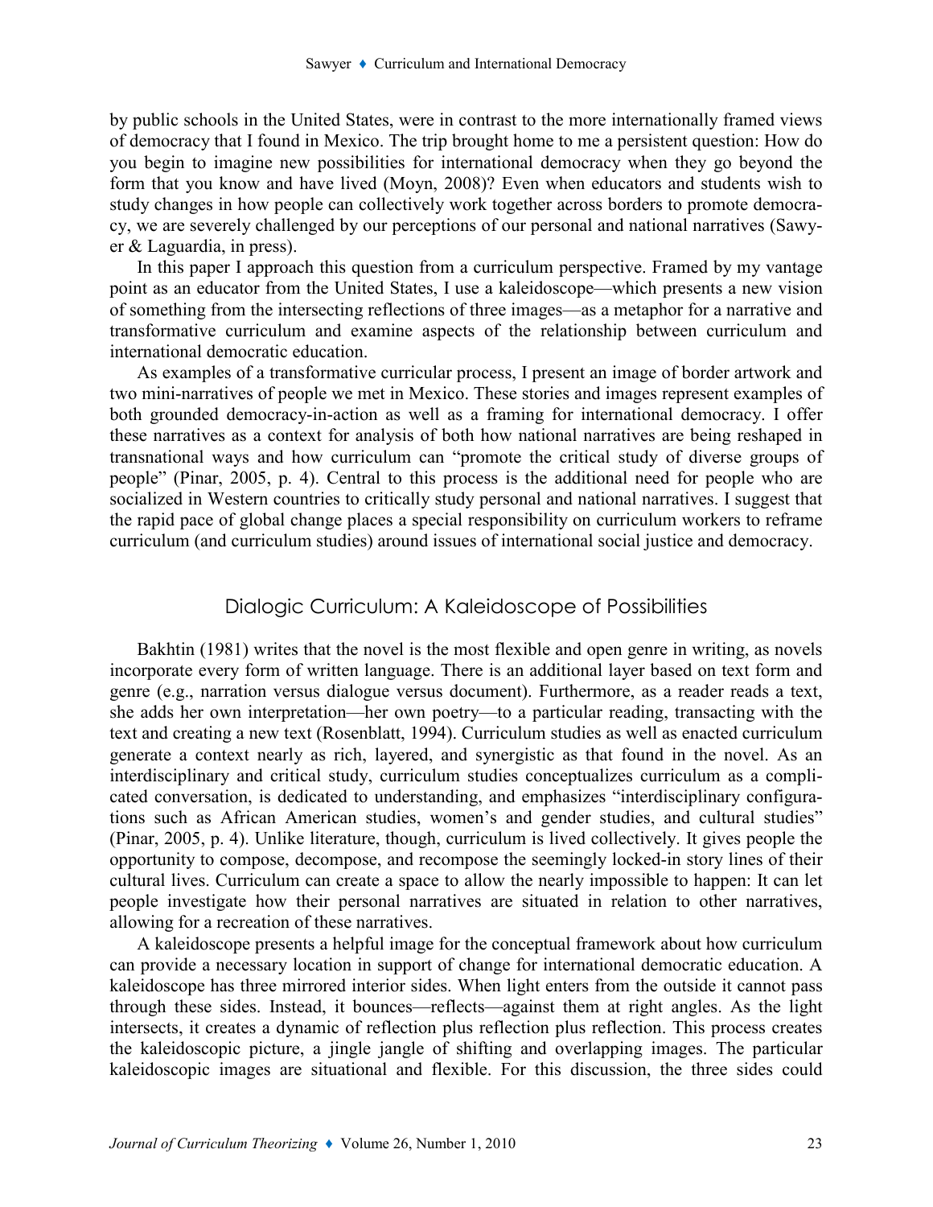by public schools in the United States, were in contrast to the more internationally framed views of democracy that I found in Mexico. The trip brought home to me a persistent question: How do you begin to imagine new possibilities for international democracy when they go beyond the form that you know and have lived (Moyn, 2008)? Even when educators and students wish to study changes in how people can collectively work together across borders to promote democracy, we are severely challenged by our perceptions of our personal and national narratives (Sawyer & Laguardia, in press).

In this paper I approach this question from a curriculum perspective. Framed by my vantage point as an educator from the United States, I use a kaleidoscope—which presents a new vision of something from the intersecting reflections of three images—as a metaphor for a narrative and transformative curriculum and examine aspects of the relationship between curriculum and international democratic education.

As examples of a transformative curricular process, I present an image of border artwork and two mini-narratives of people we met in Mexico. These stories and images represent examples of both grounded democracy-in-action as well as a framing for international democracy. I offer these narratives as a context for analysis of both how national narratives are being reshaped in transnational ways and how curriculum can "promote the critical study of diverse groups of people" (Pinar, 2005, p. 4). Central to this process is the additional need for people who are socialized in Western countries to critically study personal and national narratives. I suggest that the rapid pace of global change places a special responsibility on curriculum workers to reframe curriculum (and curriculum studies) around issues of international social justice and democracy.

## Dialogic Curriculum: A Kaleidoscope of Possibilities

Bakhtin (1981) writes that the novel is the most flexible and open genre in writing, as novels incorporate every form of written language. There is an additional layer based on text form and genre (e.g., narration versus dialogue versus document). Furthermore, as a reader reads a text, she adds her own interpretation—her own poetry—to a particular reading, transacting with the text and creating a new text (Rosenblatt, 1994). Curriculum studies as well as enacted curriculum generate a context nearly as rich, layered, and synergistic as that found in the novel. As an interdisciplinary and critical study, curriculum studies conceptualizes curriculum as a complicated conversation, is dedicated to understanding, and emphasizes "interdisciplinary configurations such as African American studies, women's and gender studies, and cultural studies" (Pinar, 2005, p. 4). Unlike literature, though, curriculum is lived collectively. It gives people the opportunity to compose, decompose, and recompose the seemingly locked-in story lines of their cultural lives. Curriculum can create a space to allow the nearly impossible to happen: It can let people investigate how their personal narratives are situated in relation to other narratives, allowing for a recreation of these narratives.

A kaleidoscope presents a helpful image for the conceptual framework about how curriculum can provide a necessary location in support of change for international democratic education. A kaleidoscope has three mirrored interior sides. When light enters from the outside it cannot pass through these sides. Instead, it bounces—reflects—against them at right angles. As the light intersects, it creates a dynamic of reflection plus reflection plus reflection. This process creates the kaleidoscopic picture, a jingle jangle of shifting and overlapping images. The particular kaleidoscopic images are situational and flexible. For this discussion, the three sides could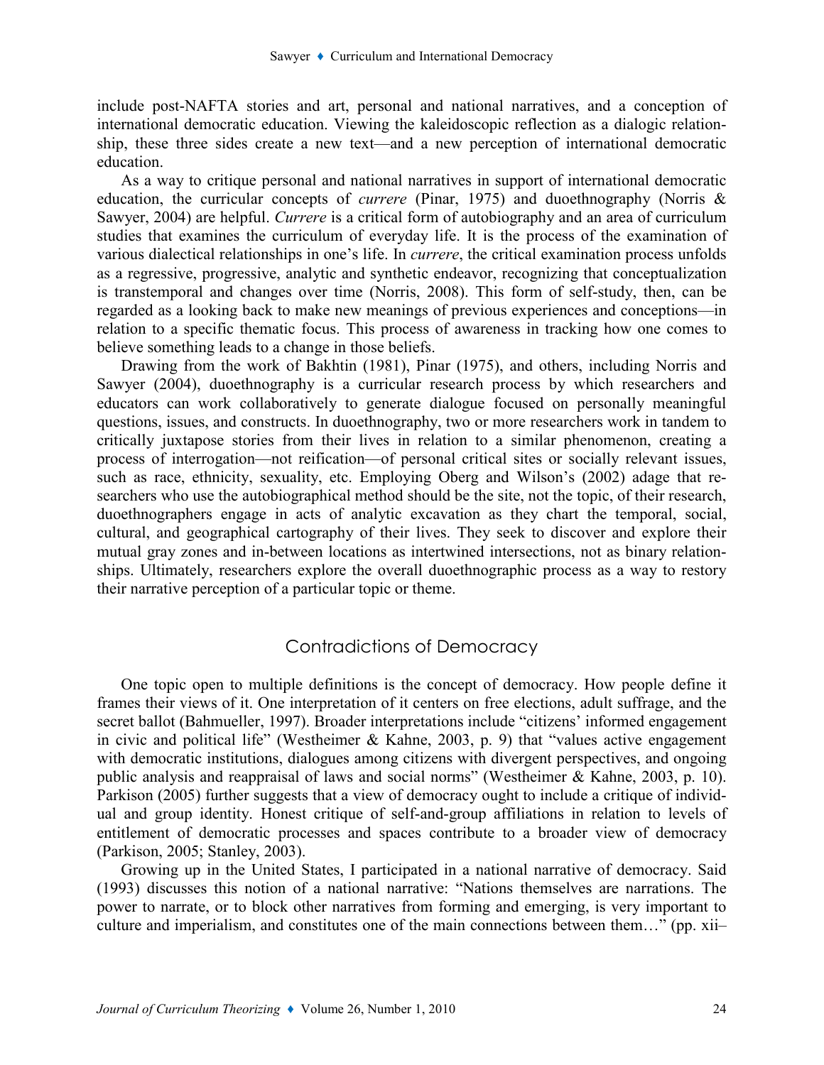include post-NAFTA stories and art, personal and national narratives, and a conception of international democratic education. Viewing the kaleidoscopic reflection as a dialogic relationship, these three sides create a new text—and a new perception of international democratic education.

As a way to critique personal and national narratives in support of international democratic education, the curricular concepts of *currere* (Pinar, 1975) and duoethnography (Norris & Sawyer, 2004) are helpful. *Currere* is a critical form of autobiography and an area of curriculum studies that examines the curriculum of everyday life. It is the process of the examination of various dialectical relationships in one's life. In *currere*, the critical examination process unfolds as a regressive, progressive, analytic and synthetic endeavor, recognizing that conceptualization is transtemporal and changes over time (Norris, 2008). This form of self-study, then, can be regarded as a looking back to make new meanings of previous experiences and conceptions—in relation to a specific thematic focus. This process of awareness in tracking how one comes to believe something leads to a change in those beliefs.

Drawing from the work of Bakhtin (1981), Pinar (1975), and others, including Norris and Sawyer (2004), duoethnography is a curricular research process by which researchers and educators can work collaboratively to generate dialogue focused on personally meaningful questions, issues, and constructs. In duoethnography, two or more researchers work in tandem to critically juxtapose stories from their lives in relation to a similar phenomenon, creating a process of interrogation—not reification—of personal critical sites or socially relevant issues, such as race, ethnicity, sexuality, etc. Employing Oberg and Wilson's (2002) adage that researchers who use the autobiographical method should be the site, not the topic, of their research, duoethnographers engage in acts of analytic excavation as they chart the temporal, social, cultural, and geographical cartography of their lives. They seek to discover and explore their mutual gray zones and in-between locations as intertwined intersections, not as binary relationships. Ultimately, researchers explore the overall duoethnographic process as a way to restory their narrative perception of a particular topic or theme.

## Contradictions of Democracy

One topic open to multiple definitions is the concept of democracy. How people define it frames their views of it. One interpretation of it centers on free elections, adult suffrage, and the secret ballot (Bahmueller, 1997). Broader interpretations include "citizens' informed engagement in civic and political life" (Westheimer & Kahne, 2003, p. 9) that "values active engagement with democratic institutions, dialogues among citizens with divergent perspectives, and ongoing public analysis and reappraisal of laws and social norms" (Westheimer & Kahne, 2003, p. 10). Parkison (2005) further suggests that a view of democracy ought to include a critique of individual and group identity. Honest critique of self-and-group affiliations in relation to levels of entitlement of democratic processes and spaces contribute to a broader view of democracy (Parkison, 2005; Stanley, 2003).

Growing up in the United States, I participated in a national narrative of democracy. Said (1993) discusses this notion of a national narrative: "Nations themselves are narrations. The power to narrate, or to block other narratives from forming and emerging, is very important to culture and imperialism, and constitutes one of the main connections between them…" (pp. xii–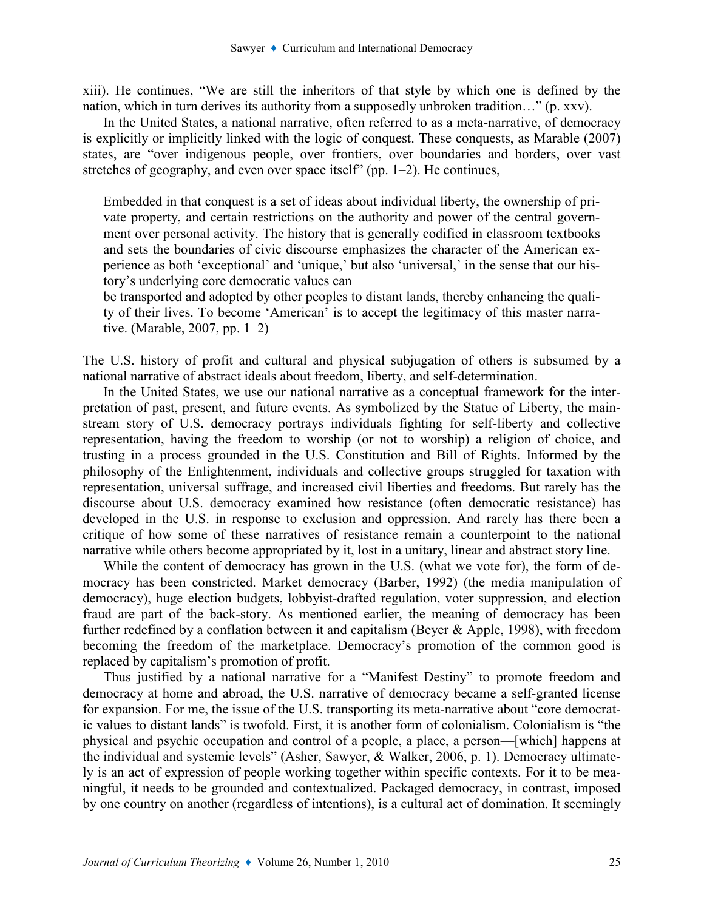xiii). He continues, "We are still the inheritors of that style by which one is defined by the nation, which in turn derives its authority from a supposedly unbroken tradition…" (p. xxv).

In the United States, a national narrative, often referred to as a meta-narrative, of democracy is explicitly or implicitly linked with the logic of conquest. These conquests, as Marable (2007) states, are "over indigenous people, over frontiers, over boundaries and borders, over vast stretches of geography, and even over space itself" (pp. 1–2). He continues,

> Embedded in that conquest is a set of ideas about individual liberty, the ownership of private property, and certain restrictions on the authority and power of the central government over personal activity. The history that is generally codified in classroom textbooks and sets the boundaries of civic discourse emphasizes the character of the American experience as both 'exceptional' and 'unique,' but also 'universal,' in the sense that our history's underlying core democratic values can be transported and adopted by other peoples to distant lands, thereby enhancing the quality of their lives. To become 'American' is to accept the legitimacy of this master narrative. (Marable, 2007, pp. 1–2)

The U.S. history of profit and cultural and physical subjugation of others is subsumed by a national narrative of abstract ideals about freedom, liberty, and self-determination.

In the United States, we use our national narrative as a conceptual framework for the interpretation of past, present, and future events. As symbolized by the Statue of Liberty, the mainstream story of U.S. democracy portrays individuals fighting for self-liberty and collective representation, having the freedom to worship (or not to worship) a religion of choice, and trusting in a process grounded in the U.S. Constitution and Bill of Rights. Informed by the philosophy of the Enlightenment, individuals and collective groups struggled for taxation with representation, universal suffrage, and increased civil liberties and freedoms. But rarely has the discourse about U.S. democracy examined how resistance (often democratic resistance) has developed in the U.S. in response to exclusion and oppression. And rarely has there been a critique of how some of these narratives of resistance remain a counterpoint to the national narrative while others become appropriated by it, lost in a unitary, linear and abstract story line.

While the content of democracy has grown in the U.S. (what we vote for), the form of democracy has been constricted. Market democracy (Barber, 1992) (the media manipulation of democracy), huge election budgets, lobbyist-drafted regulation, voter suppression, and election fraud are part of the back-story. As mentioned earlier, the meaning of democracy has been further redefined by a conflation between it and capitalism (Beyer & Apple, 1998), with freedom becoming the freedom of the marketplace. Democracy's promotion of the common good is replaced by capitalism's promotion of profit.

Thus justified by a national narrative for a "Manifest Destiny" to promote freedom and democracy at home and abroad, the U.S. narrative of democracy became a self-granted license for expansion. For me, the issue of the U.S. transporting its meta-narrative about "core democratic values to distant lands" is twofold. First, it is another form of colonialism. Colonialism is "the physical and psychic occupation and control of a people, a place, a person—[which] happens at the individual and systemic levels" (Asher, Sawyer, & Walker, 2006, p. 1). Democracy ultimately is an act of expression of people working together within specific contexts. For it to be meaningful, it needs to be grounded and contextualized. Packaged democracy, in contrast, imposed by one country on another (regardless of intentions), is a cultural act of domination. It seemingly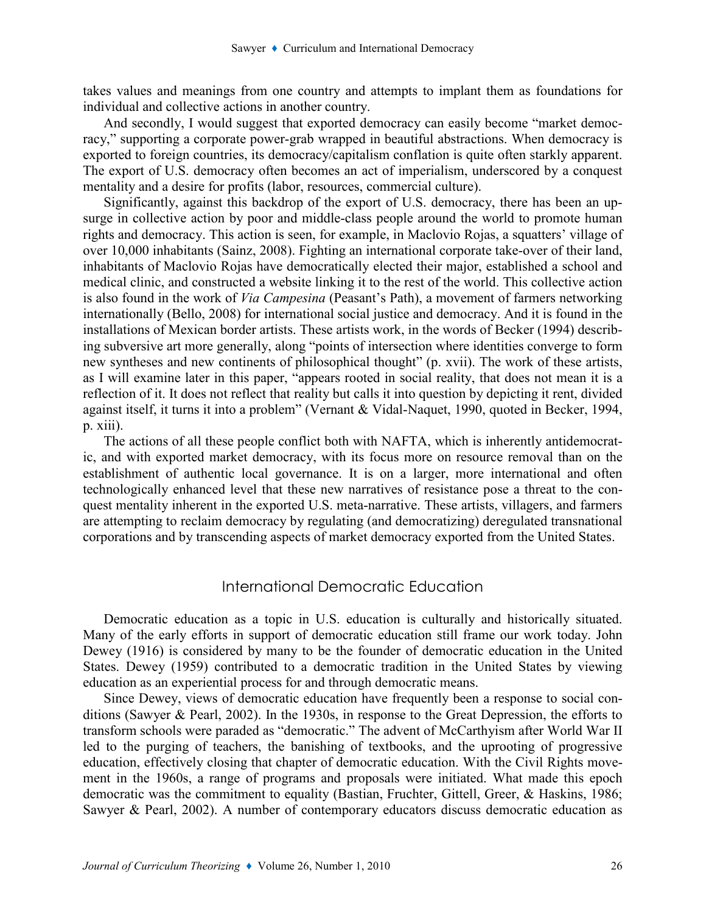takes values and meanings from one country and attempts to implant them as foundations for individual and collective actions in another country.

And secondly, I would suggest that exported democracy can easily become "market democracy," supporting a corporate power-grab wrapped in beautiful abstractions. When democracy is exported to foreign countries, its democracy/capitalism conflation is quite often starkly apparent. The export of U.S. democracy often becomes an act of imperialism, underscored by a conquest mentality and a desire for profits (labor, resources, commercial culture).

Significantly, against this backdrop of the export of U.S. democracy, there has been an upsurge in collective action by poor and middle-class people around the world to promote human rights and democracy. This action is seen, for example, in Maclovio Rojas, a squatters' village of over 10,000 inhabitants (Sainz, 2008). Fighting an international corporate take-over of their land, inhabitants of Maclovio Rojas have democratically elected their major, established a school and medical clinic, and constructed a website linking it to the rest of the world. This collective action is also found in the work of *Via Campesina* (Peasant's Path), a movement of farmers networking internationally (Bello, 2008) for international social justice and democracy. And it is found in the installations of Mexican border artists. These artists work, in the words of Becker (1994) describing subversive art more generally, along "points of intersection where identities converge to form new syntheses and new continents of philosophical thought" (p. xvii). The work of these artists, as I will examine later in this paper, "appears rooted in social reality, that does not mean it is a reflection of it. It does not reflect that reality but calls it into question by depicting it rent, divided against itself, it turns it into a problem" (Vernant & Vidal-Naquet, 1990, quoted in Becker, 1994, p. xiii).

The actions of all these people conflict both with NAFTA, which is inherently antidemocratic, and with exported market democracy, with its focus more on resource removal than on the establishment of authentic local governance. It is on a larger, more international and often technologically enhanced level that these new narratives of resistance pose a threat to the conquest mentality inherent in the exported U.S. meta-narrative. These artists, villagers, and farmers are attempting to reclaim democracy by regulating (and democratizing) deregulated transnational corporations and by transcending aspects of market democracy exported from the United States.

## International Democratic Education

Democratic education as a topic in U.S. education is culturally and historically situated. Many of the early efforts in support of democratic education still frame our work today. John Dewey (1916) is considered by many to be the founder of democratic education in the United States. Dewey (1959) contributed to a democratic tradition in the United States by viewing education as an experiential process for and through democratic means.

Since Dewey, views of democratic education have frequently been a response to social conditions (Sawyer & Pearl, 2002). In the 1930s, in response to the Great Depression, the efforts to transform schools were paraded as "democratic." The advent of McCarthyism after World War II led to the purging of teachers, the banishing of textbooks, and the uprooting of progressive education, effectively closing that chapter of democratic education. With the Civil Rights movement in the 1960s, a range of programs and proposals were initiated. What made this epoch democratic was the commitment to equality (Bastian, Fruchter, Gittell, Greer, & Haskins, 1986; Sawyer & Pearl, 2002). A number of contemporary educators discuss democratic education as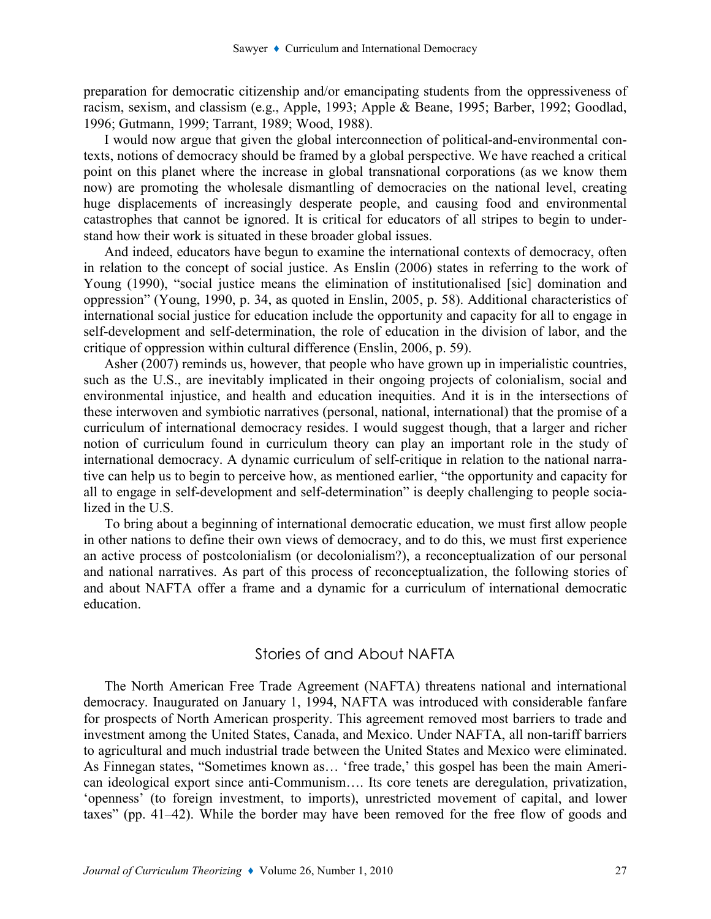preparation for democratic citizenship and/or emancipating students from the oppressiveness of racism, sexism, and classism (e.g., Apple, 1993; Apple & Beane, 1995; Barber, 1992; Goodlad, 1996; Gutmann, 1999; Tarrant, 1989; Wood, 1988).

I would now argue that given the global interconnection of political-and-environmental contexts, notions of democracy should be framed by a global perspective. We have reached a critical point on this planet where the increase in global transnational corporations (as we know them now) are promoting the wholesale dismantling of democracies on the national level, creating huge displacements of increasingly desperate people, and causing food and environmental catastrophes that cannot be ignored. It is critical for educators of all stripes to begin to understand how their work is situated in these broader global issues.

And indeed, educators have begun to examine the international contexts of democracy, often in relation to the concept of social justice. As Enslin (2006) states in referring to the work of Young (1990), "social justice means the elimination of institutionalised [sic] domination and oppression" (Young, 1990, p. 34, as quoted in Enslin, 2005, p. 58). Additional characteristics of international social justice for education include the opportunity and capacity for all to engage in self-development and self-determination, the role of education in the division of labor, and the critique of oppression within cultural difference (Enslin, 2006, p. 59).

Asher (2007) reminds us, however, that people who have grown up in imperialistic countries, such as the U.S., are inevitably implicated in their ongoing projects of colonialism, social and environmental injustice, and health and education inequities. And it is in the intersections of these interwoven and symbiotic narratives (personal, national, international) that the promise of a curriculum of international democracy resides. I would suggest though, that a larger and richer notion of curriculum found in curriculum theory can play an important role in the study of international democracy. A dynamic curriculum of self-critique in relation to the national narrative can help us to begin to perceive how, as mentioned earlier, "the opportunity and capacity for all to engage in self-development and self-determination" is deeply challenging to people socialized in the U.S.

To bring about a beginning of international democratic education, we must first allow people in other nations to define their own views of democracy, and to do this, we must first experience an active process of postcolonialism (or decolonialism?), a reconceptualization of our personal and national narratives. As part of this process of reconceptualization, the following stories of and about NAFTA offer a frame and a dynamic for a curriculum of international democratic education.

## Stories of and About NAFTA

The North American Free Trade Agreement (NAFTA) threatens national and international democracy. Inaugurated on January 1, 1994, NAFTA was introduced with considerable fanfare for prospects of North American prosperity. This agreement removed most barriers to trade and investment among the United States, Canada, and Mexico. Under NAFTA, all non-tariff barriers to agricultural and much industrial trade between the United States and Mexico were eliminated. As Finnegan states, "Sometimes known as… 'free trade,' this gospel has been the main American ideological export since anti-Communism…. Its core tenets are deregulation, privatization, 'openness' (to foreign investment, to imports), unrestricted movement of capital, and lower taxes" (pp. 41–42). While the border may have been removed for the free flow of goods and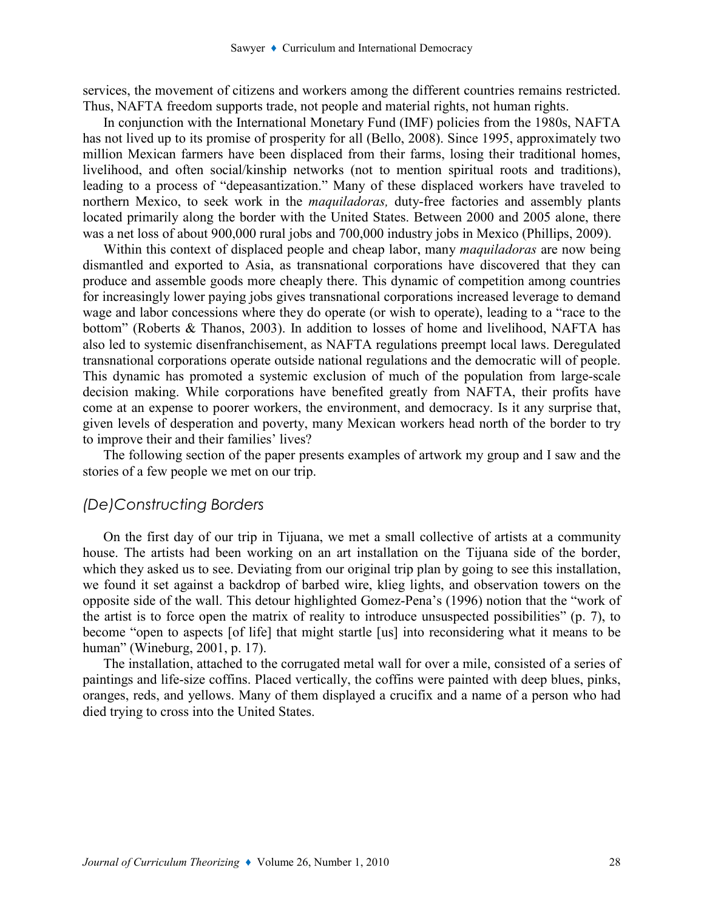services, the movement of citizens and workers among the different countries remains restricted. Thus, NAFTA freedom supports trade, not people and material rights, not human rights.

In conjunction with the International Monetary Fund (IMF) policies from the 1980s, NAFTA has not lived up to its promise of prosperity for all (Bello, 2008). Since 1995, approximately two million Mexican farmers have been displaced from their farms, losing their traditional homes, livelihood, and often social/kinship networks (not to mention spiritual roots and traditions), leading to a process of "depeasantization." Many of these displaced workers have traveled to northern Mexico, to seek work in the *maquiladoras,* duty-free factories and assembly plants located primarily along the border with the United States. Between 2000 and 2005 alone, there was a net loss of about 900,000 rural jobs and 700,000 industry jobs in Mexico (Phillips, 2009).

Within this context of displaced people and cheap labor, many *maquiladoras* are now being dismantled and exported to Asia, as transnational corporations have discovered that they can produce and assemble goods more cheaply there. This dynamic of competition among countries for increasingly lower paying jobs gives transnational corporations increased leverage to demand wage and labor concessions where they do operate (or wish to operate), leading to a "race to the bottom" (Roberts & Thanos, 2003). In addition to losses of home and livelihood, NAFTA has also led to systemic disenfranchisement, as NAFTA regulations preempt local laws. Deregulated transnational corporations operate outside national regulations and the democratic will of people. This dynamic has promoted a systemic exclusion of much of the population from large-scale decision making. While corporations have benefited greatly from NAFTA, their profits have come at an expense to poorer workers, the environment, and democracy. Is it any surprise that, given levels of desperation and poverty, many Mexican workers head north of the border to try to improve their and their families' lives?

The following section of the paper presents examples of artwork my group and I saw and the stories of a few people we met on our trip.

## *(De)Constructing Borders*

On the first day of our trip in Tijuana, we met a small collective of artists at a community house. The artists had been working on an art installation on the Tijuana side of the border, which they asked us to see. Deviating from our original trip plan by going to see this installation, we found it set against a backdrop of barbed wire, klieg lights, and observation towers on the opposite side of the wall. This detour highlighted Gomez-Pena's (1996) notion that the "work of the artist is to force open the matrix of reality to introduce unsuspected possibilities" (p. 7), to become "open to aspects [of life] that might startle [us] into reconsidering what it means to be human" (Wineburg, 2001, p. 17).

The installation, attached to the corrugated metal wall for over a mile, consisted of a series of paintings and life-size coffins. Placed vertically, the coffins were painted with deep blues, pinks, oranges, reds, and yellows. Many of them displayed a crucifix and a name of a person who had died trying to cross into the United States.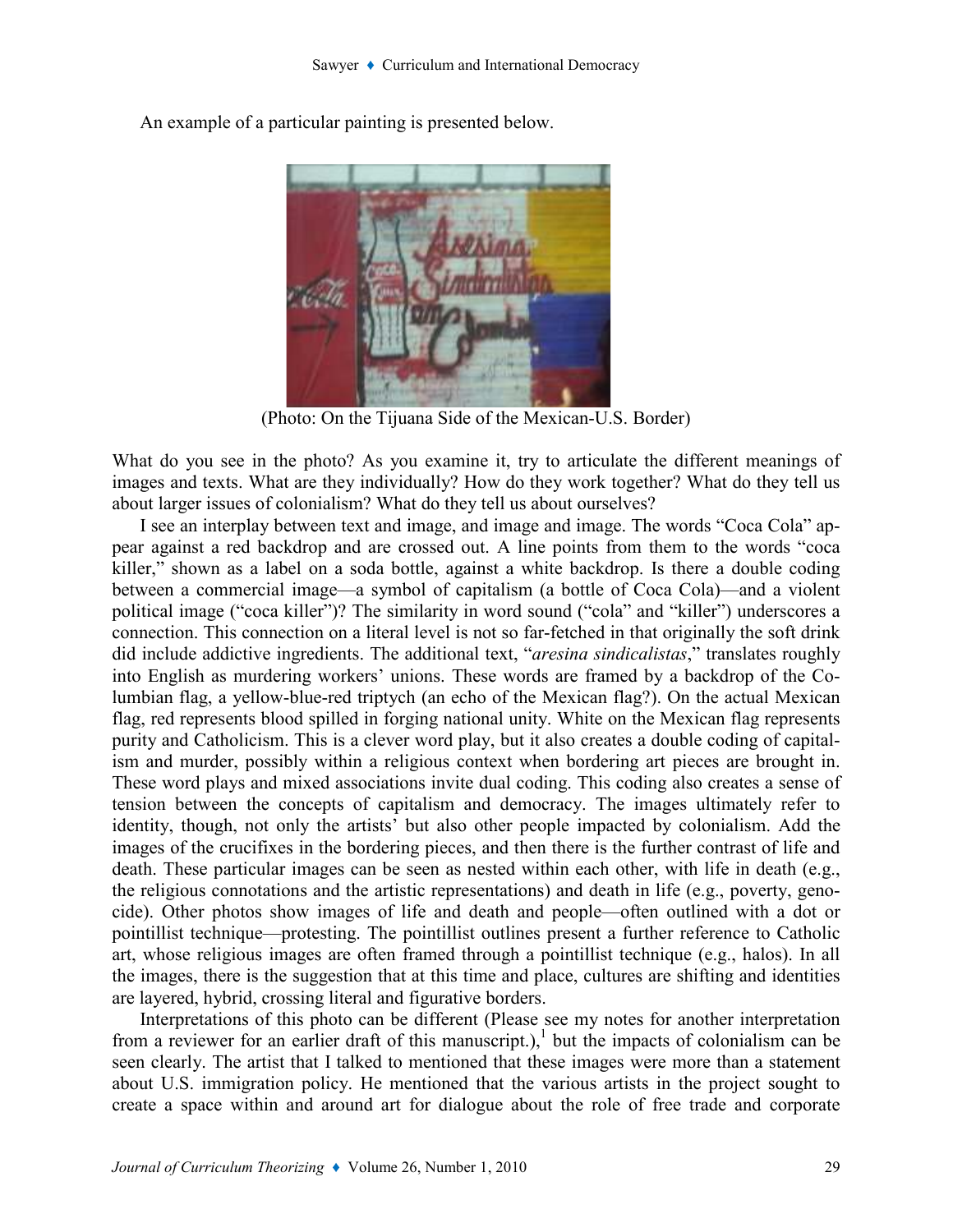An example of a particular painting is presented below.

(Photo: On the Tijuana Side of the Mexican-U.S. Border)

What do you see in the photo? As you examine it, try to articulate the different meanings of images and texts. What are they individually? How do they work together? What do they tell us about larger issues of colonialism? What do they tell us about ourselves?

I see an interplay between text and image, and image and image. The words "Coca Cola" appear against a red backdrop and are crossed out. A line points from them to the words "coca killer," shown as a label on a soda bottle, against a white backdrop. Is there a double coding between a commercial image—a symbol of capitalism (a bottle of Coca Cola)—and a violent political image ("coca killer")? The similarity in word sound ("cola" and "killer") underscores a connection. This connection on a literal level is not so far-fetched in that originally the soft drink did include addictive ingredients. The additional text, "*aresina sindicalistas*," translates roughly into English as murdering workers' unions. These words are framed by a backdrop of the Columbian flag, a yellow-blue-red triptych (an echo of the Mexican flag?). On the actual Mexican flag, red represents blood spilled in forging national unity. White on the Mexican flag represents purity and Catholicism. This is a clever word play, but it also creates a double coding of capitalism and murder, possibly within a religious context when bordering art pieces are brought in. These word plays and mixed associations invite dual coding. This coding also creates a sense of tension between the concepts of capitalism and democracy. The images ultimately refer to identity, though, not only the artists' but also other people impacted by colonialism. Add the images of the crucifixes in the bordering pieces, and then there is the further contrast of life and death. These particular images can be seen as nested within each other, with life in death (e.g., the religious connotations and the artistic representations) and death in life (e.g., poverty, genocide). Other photos show images of life and death and people—often outlined with a dot or pointillist technique—protesting. The pointillist outlines present a further reference to Catholic art, whose religious images are often framed through a pointillist technique (e.g., halos). In all the images, there is the suggestion that at this time and place, cultures are shifting and identities are layered, hybrid, crossing literal and figurative borders.

Interpretations of this photo can be different (Please see my notes for another interpretation from a reviewer for an earlier draft of this manuscript.),[1] but the impacts of colonialism can be seen clearly. The artist that I talked to mentioned that these images were more than a statement about U.S. immigration policy. He mentioned that the various artists in the project sought to create a space within and around art for dialogue about the role of free trade and corporate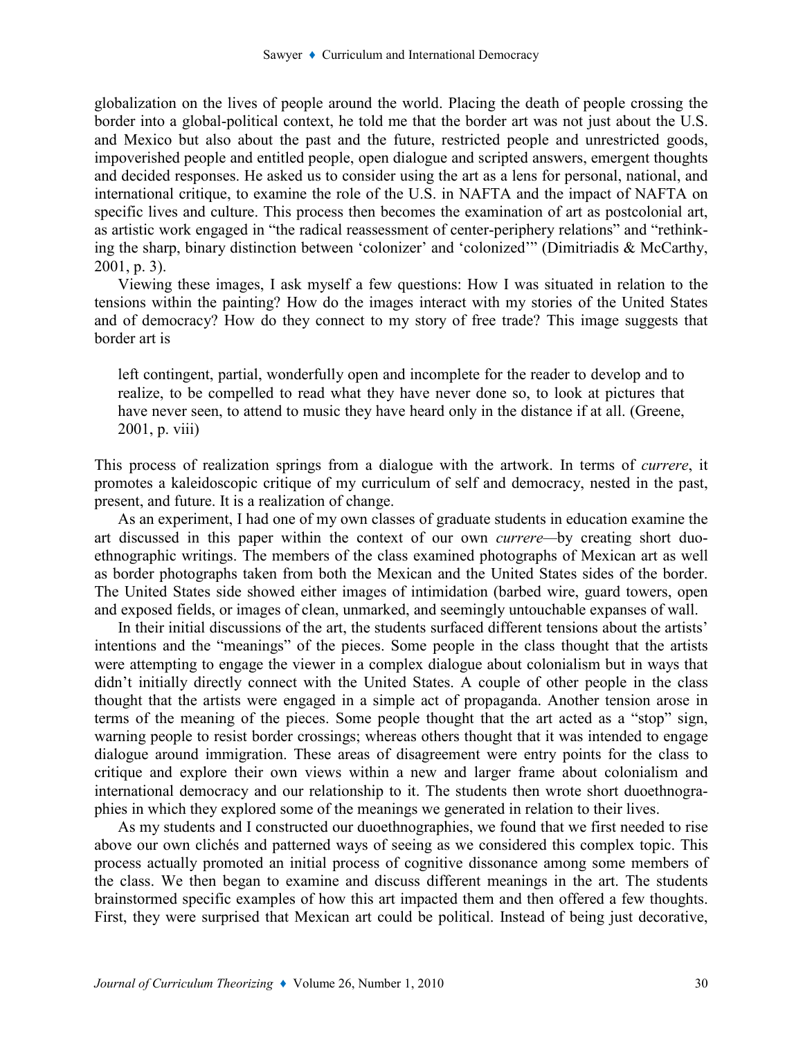globalization on the lives of people around the world. Placing the death of people crossing the border into a global-political context, he told me that the border art was not just about the U.S. and Mexico but also about the past and the future, restricted people and unrestricted goods, impoverished people and entitled people, open dialogue and scripted answers, emergent thoughts and decided responses. He asked us to consider using the art as a lens for personal, national, and international critique, to examine the role of the U.S. in NAFTA and the impact of NAFTA on specific lives and culture. This process then becomes the examination of art as postcolonial art, as artistic work engaged in "the radical reassessment of center-periphery relations" and "rethinking the sharp, binary distinction between 'colonizer' and 'colonized'" (Dimitriadis & McCarthy, 2001, p. 3).

Viewing these images, I ask myself a few questions: How I was situated in relation to the tensions within the painting? How do the images interact with my stories of the United States and of democracy? How do they connect to my story of free trade? This image suggests that border art is

> left contingent, partial, wonderfully open and incomplete for the reader to develop and to realize, to be compelled to read what they have never done so, to look at pictures that have never seen, to attend to music they have heard only in the distance if at all. (Greene, 2001, p. viii)

This process of realization springs from a dialogue with the artwork. In terms of *currere*, it promotes a kaleidoscopic critique of my curriculum of self and democracy, nested in the past, present, and future. It is a realization of change.

As an experiment, I had one of my own classes of graduate students in education examine the art discussed in this paper within the context of our own *currere*—by creating short duoethnographic writings. The members of the class examined photographs of Mexican art as well as border photographs taken from both the Mexican and the United States sides of the border. The United States side showed either images of intimidation (barbed wire, guard towers, open and exposed fields, or images of clean, unmarked, and seemingly untouchable expanses of wall.

In their initial discussions of the art, the students surfaced different tensions about the artists' intentions and the "meanings" of the pieces. Some people in the class thought that the artists were attempting to engage the viewer in a complex dialogue about colonialism but in ways that didn't initially directly connect with the United States. A couple of other people in the class thought that the artists were engaged in a simple act of propaganda. Another tension arose in terms of the meaning of the pieces. Some people thought that the art acted as a "stop" sign, warning people to resist border crossings; whereas others thought that it was intended to engage dialogue around immigration. These areas of disagreement were entry points for the class to critique and explore their own views within a new and larger frame about colonialism and international democracy and our relationship to it. The students then wrote short duoethnographies in which they explored some of the meanings we generated in relation to their lives.

As my students and I constructed our duoethnographies, we found that we first needed to rise above our own clichés and patterned ways of seeing as we considered this complex topic. This process actually promoted an initial process of cognitive dissonance among some members of the class. We then began to examine and discuss different meanings in the art. The students brainstormed specific examples of how this art impacted them and then offered a few thoughts. First, they were surprised that Mexican art could be political. Instead of being just decorative,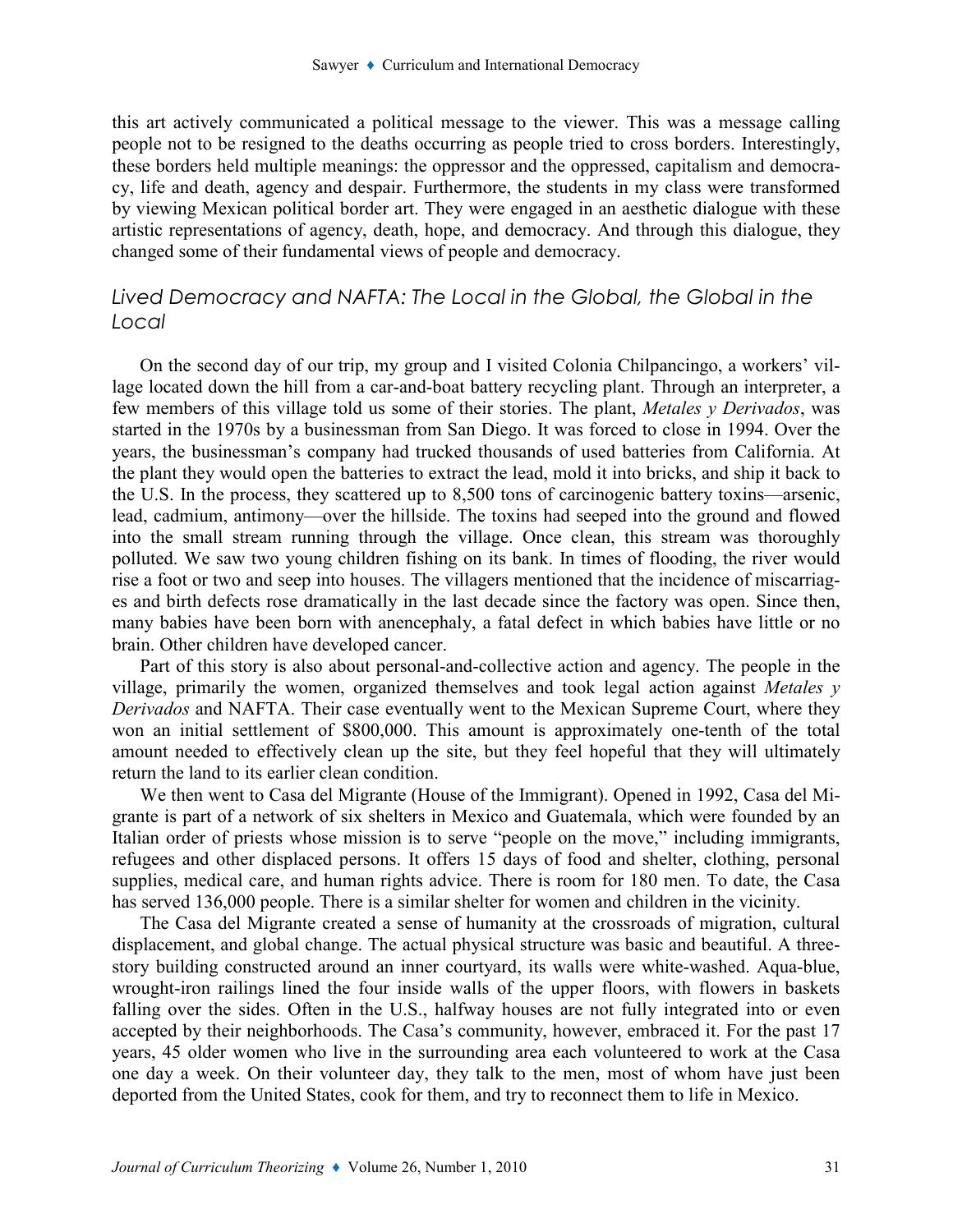this art actively communicated a political message to the viewer. This was a message calling people not to be resigned to the deaths occurring as people tried to cross borders. Interestingly, these borders held multiple meanings: the oppressor and the oppressed, capitalism and democracy, life and death, agency and despair. Furthermore, the students in my class were transformed by viewing Mexican political border art. They were engaged in an aesthetic dialogue with these artistic representations of agency, death, hope, and democracy. And through this dialogue, they changed some of their fundamental views of people and democracy.

## *Lived Democracy and NAFTA: The Local in the Global, the Global in the Local*

On the second day of our trip, my group and I visited Colonia Chilpancingo, a workers' village located down the hill from a car-and-boat battery recycling plant. Through an interpreter, a few members of this village told us some of their stories. The plant, *Metales y Derivados*, was started in the 1970s by a businessman from San Diego. It was forced to close in 1994. Over the years, the businessman's company had trucked thousands of used batteries from California. At the plant they would open the batteries to extract the lead, mold it into bricks, and ship it back to the U.S. In the process, they scattered up to 8,500 tons of carcinogenic battery toxins—arsenic, lead, cadmium, antimony—over the hillside. The toxins had seeped into the ground and flowed into the small stream running through the village. Once clean, this stream was thoroughly polluted. We saw two young children fishing on its bank. In times of flooding, the river would rise a foot or two and seep into houses. The villagers mentioned that the incidence of miscarriages and birth defects rose dramatically in the last decade since the factory was open. Since then, many babies have been born with anencephaly, a fatal defect in which babies have little or no brain. Other children have developed cancer.

Part of this story is also about personal-and-collective action and agency. The people in the village, primarily the women, organized themselves and took legal action against *Metales y Derivados* and NAFTA. Their case eventually went to the Mexican Supreme Court, where they won an initial settlement of $800,000. This amount is approximately one-tenth of the total amount needed to effectively clean up the site, but they feel hopeful that they will ultimately return the land to its earlier clean condition.

We then went to Casa del Migrante (House of the Immigrant). Opened in 1992, Casa del Migrante is part of a network of six shelters in Mexico and Guatemala, which were founded by an Italian order of priests whose mission is to serve "people on the move," including immigrants, refugees and other displaced persons. It offers 15 days of food and shelter, clothing, personal supplies, medical care, and human rights advice. There is room for 180 men. To date, the Casa has served 136,000 people. There is a similar shelter for women and children in the vicinity.

The Casa del Migrante created a sense of humanity at the crossroads of migration, cultural displacement, and global change. The actual physical structure was basic and beautiful. A three-story building constructed around an inner courtyard, its walls were white-washed. Aqua-blue, wrought-iron railings lined the four inside walls of the upper floors, with flowers in baskets falling over the sides. Often in the U.S., halfway houses are not fully integrated into or even accepted by their neighborhoods. The Casa's community, however, embraced it. For the past 17 years, 45 older women who live in the surrounding area each volunteered to work at the Casa one day a week. On their volunteer day, they talk to the men, most of whom have just been deported from the United States, cook for them, and try to reconnect them to life in Mexico.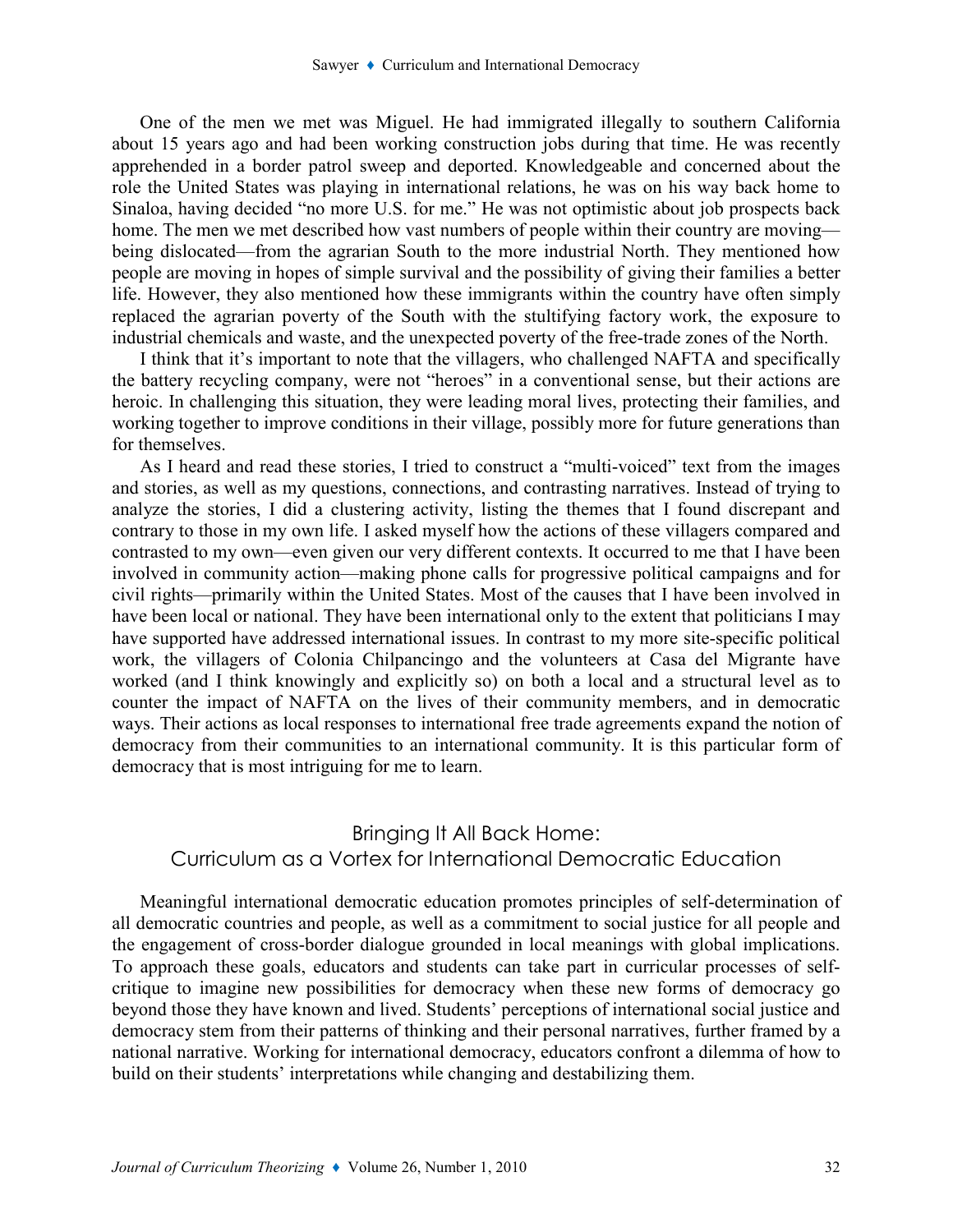One of the men we met was Miguel. He had immigrated illegally to southern California about 15 years ago and had been working construction jobs during that time. He was recently apprehended in a border patrol sweep and deported. Knowledgeable and concerned about the role the United States was playing in international relations, he was on his way back home to Sinaloa, having decided "no more U.S. for me." He was not optimistic about job prospects back home. The men we met described how vast numbers of people within their country are moving—being dislocated—from the agrarian South to the more industrial North. They mentioned how people are moving in hopes of simple survival and the possibility of giving their families a better life. However, they also mentioned how these immigrants within the country have often simply replaced the agrarian poverty of the South with the stultifying factory work, the exposure to industrial chemicals and waste, and the unexpected poverty of the free-trade zones of the North.

I think that it's important to note that the villagers, who challenged NAFTA and specifically the battery recycling company, were not "heroes" in a conventional sense, but their actions are heroic. In challenging this situation, they were leading moral lives, protecting their families, and working together to improve conditions in their village, possibly more for future generations than for themselves.

As I heard and read these stories, I tried to construct a "multi-voiced" text from the images and stories, as well as my questions, connections, and contrasting narratives. Instead of trying to analyze the stories, I did a clustering activity, listing the themes that I found discrepant and contrary to those in my own life. I asked myself how the actions of these villagers compared and contrasted to my own—even given our very different contexts. It occurred to me that I have been involved in community action—making phone calls for progressive political campaigns and for civil rights—primarily within the United States. Most of the causes that I have been involved in have been local or national. They have been international only to the extent that politicians I may have supported have addressed international issues. In contrast to my more site-specific political work, the villagers of Colonia Chilpancingo and the volunteers at Casa del Migrante have worked (and I think knowingly and explicitly so) on both a local and a structural level as to counter the impact of NAFTA on the lives of their community members, and in democratic ways. Their actions as local responses to international free trade agreements expand the notion of democracy from their communities to an international community. It is this particular form of democracy that is most intriguing for me to learn.

## Bringing It All Back Home: Curriculum as a Vortex for International Democratic Education

Meaningful international democratic education promotes principles of self-determination of all democratic countries and people, as well as a commitment to social justice for all people and the engagement of cross-border dialogue grounded in local meanings with global implications. To approach these goals, educators and students can take part in curricular processes of self-critique to imagine new possibilities for democracy when these new forms of democracy go beyond those they have known and lived. Students' perceptions of international social justice and democracy stem from their patterns of thinking and their personal narratives, further framed by a national narrative. Working for international democracy, educators confront a dilemma of how to build on their students' interpretations while changing and destabilizing them.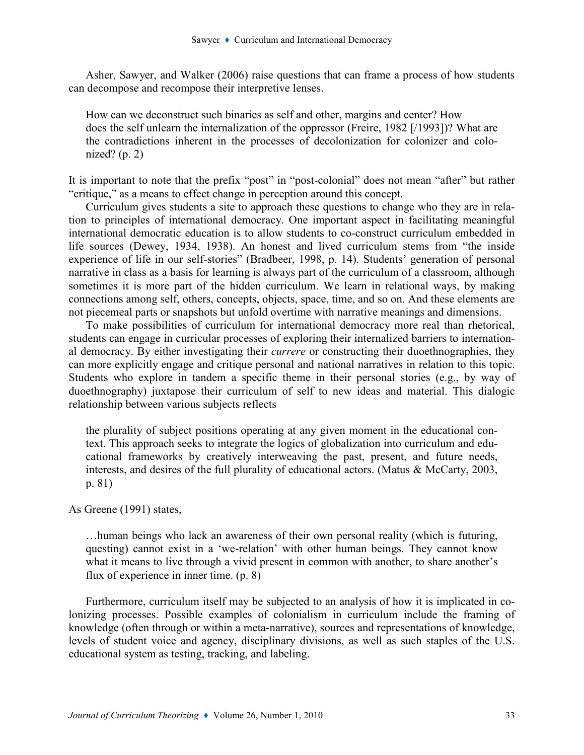Asher, Sawyer, and Walker (2006) raise questions that can frame a process of how students can decompose and recompose their interpretive lenses.

> How can we deconstruct such binaries as self and other, margins and center? How does the self unlearn the internalization of the oppressor (Freire, 1982 [/1993])? What are the contradictions inherent in the processes of decolonization for colonizer and colonized? (p. 2)

It is important to note that the prefix "post" in "post-colonial" does not mean "after" but rather "critique," as a means to effect change in perception around this concept.

Curriculum gives students a site to approach these questions to change who they are in relation to principles of international democracy. One important aspect in facilitating meaningful international democratic education is to allow students to co-construct curriculum embedded in life sources (Dewey, 1934, 1938). An honest and lived curriculum stems from "the inside experience of life in our self-stories" (Bradbeer, 1998, p. 14). Students' generation of personal narrative in class as a basis for learning is always part of the curriculum of a classroom, although sometimes it is more part of the hidden curriculum. We learn in relational ways, by making connections among self, others, concepts, objects, space, time, and so on. And these elements are not piecemeal parts or snapshots but unfold overtime with narrative meanings and dimensions.

To make possibilities of curriculum for international democracy more real than rhetorical, students can engage in curricular processes of exploring their internalized barriers to international democracy. By either investigating their *currere* or constructing their duoethnographies, they can more explicitly engage and critique personal and national narratives in relation to this topic. Students who explore in tandem a specific theme in their personal stories (e.g., by way of duoethnography) juxtapose their curriculum of self to new ideas and material. This dialogic relationship between various subjects reflects

> the plurality of subject positions operating at any given moment in the educational context. This approach seeks to integrate the logics of globalization into curriculum and educational frameworks by creatively interweaving the past, present, and future needs, interests, and desires of the full plurality of educational actors. (Matus & McCarty, 2003, p. 81)

As Greene (1991) states,

> …human beings who lack an awareness of their own personal reality (which is futuring, questing) cannot exist in a 'we-relation' with other human beings. They cannot know what it means to live through a vivid present in common with another, to share another's flux of experience in inner time. (p. 8)

Furthermore, curriculum itself may be subjected to an analysis of how it is implicated in colonizing processes. Possible examples of colonialism in curriculum include the framing of knowledge (often through or within a meta-narrative), sources and representations of knowledge, levels of student voice and agency, disciplinary divisions, as well as such staples of the U.S. educational system as testing, tracking, and labeling.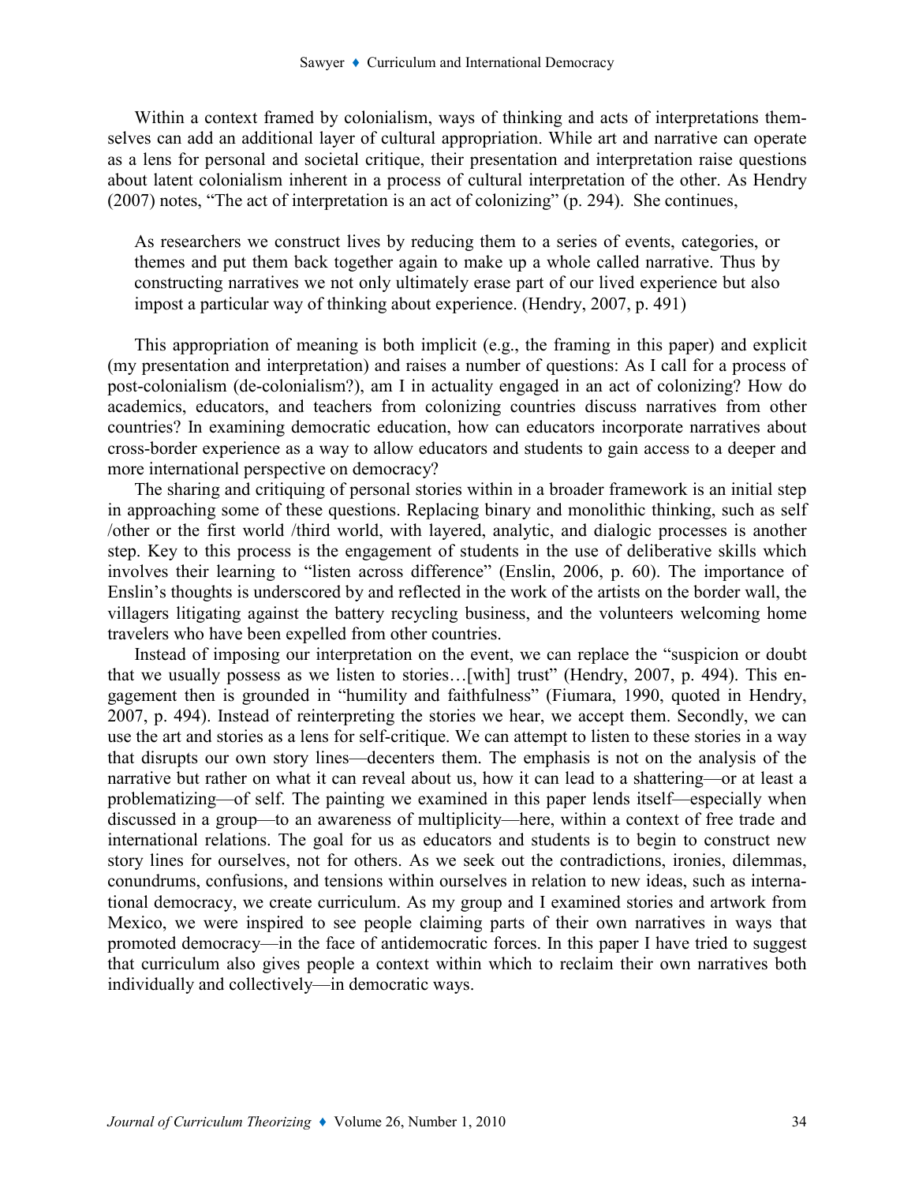Within a context framed by colonialism, ways of thinking and acts of interpretations themselves can add an additional layer of cultural appropriation. While art and narrative can operate as a lens for personal and societal critique, their presentation and interpretation raise questions about latent colonialism inherent in a process of cultural interpretation of the other. As Hendry (2007) notes, "The act of interpretation is an act of colonizing" (p. 294). She continues,

> As researchers we construct lives by reducing them to a series of events, categories, or themes and put them back together again to make up a whole called narrative. Thus by constructing narratives we not only ultimately erase part of our lived experience but also impost a particular way of thinking about experience. (Hendry, 2007, p. 491)

This appropriation of meaning is both implicit (e.g., the framing in this paper) and explicit (my presentation and interpretation) and raises a number of questions: As I call for a process of post-colonialism (de-colonialism?), am I in actuality engaged in an act of colonizing? How do academics, educators, and teachers from colonizing countries discuss narratives from other countries? In examining democratic education, how can educators incorporate narratives about cross-border experience as a way to allow educators and students to gain access to a deeper and more international perspective on democracy?

The sharing and critiquing of personal stories within in a broader framework is an initial step in approaching some of these questions. Replacing binary and monolithic thinking, such as self /other or the first world /third world, with layered, analytic, and dialogic processes is another step. Key to this process is the engagement of students in the use of deliberative skills which involves their learning to "listen across difference" (Enslin, 2006, p. 60). The importance of Enslin's thoughts is underscored by and reflected in the work of the artists on the border wall, the villagers litigating against the battery recycling business, and the volunteers welcoming home travelers who have been expelled from other countries.

Instead of imposing our interpretation on the event, we can replace the "suspicion or doubt that we usually possess as we listen to stories…[with] trust" (Hendry, 2007, p. 494). This engagement then is grounded in "humility and faithfulness" (Fiumara, 1990, quoted in Hendry, 2007, p. 494). Instead of reinterpreting the stories we hear, we accept them. Secondly, we can use the art and stories as a lens for self-critique. We can attempt to listen to these stories in a way that disrupts our own story lines—decenters them. The emphasis is not on the analysis of the narrative but rather on what it can reveal about us, how it can lead to a shattering—or at least a problematizing—of self. The painting we examined in this paper lends itself—especially when discussed in a group—to an awareness of multiplicity—here, within a context of free trade and international relations. The goal for us as educators and students is to begin to construct new story lines for ourselves, not for others. As we seek out the contradictions, ironies, dilemmas, conundrums, confusions, and tensions within ourselves in relation to new ideas, such as international democracy, we create curriculum. As my group and I examined stories and artwork from Mexico, we were inspired to see people claiming parts of their own narratives in ways that promoted democracy—in the face of antidemocratic forces. In this paper I have tried to suggest that curriculum also gives people a context within which to reclaim their own narratives both individually and collectively—in democratic ways.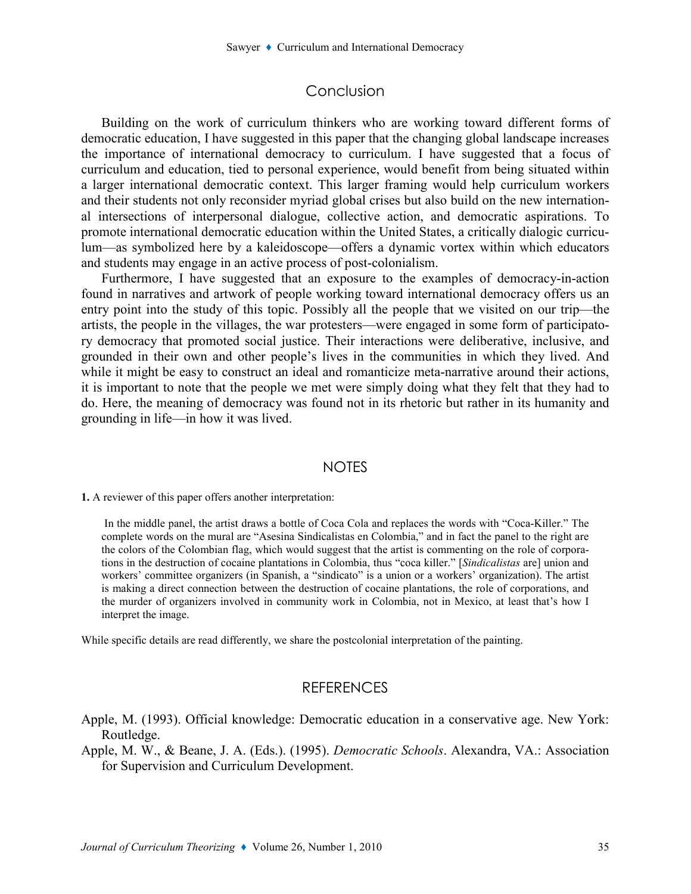## Conclusion

Building on the work of curriculum thinkers who are working toward different forms of democratic education, I have suggested in this paper that the changing global landscape increases the importance of international democracy to curriculum. I have suggested that a focus of curriculum and education, tied to personal experience, would benefit from being situated within a larger international democratic context. This larger framing would help curriculum workers and their students not only reconsider myriad global crises but also build on the new international intersections of interpersonal dialogue, collective action, and democratic aspirations. To promote international democratic education within the United States, a critically dialogic curriculum—as symbolized here by a kaleidoscope—offers a dynamic vortex within which educators and students may engage in an active process of post-colonialism.

Furthermore, I have suggested that an exposure to the examples of democracy-in-action found in narratives and artwork of people working toward international democracy offers us an entry point into the study of this topic. Possibly all the people that we visited on our trip—the artists, the people in the villages, the war protesters—were engaged in some form of participatory democracy that promoted social justice. Their interactions were deliberative, inclusive, and grounded in their own and other people's lives in the communities in which they lived. And while it might be easy to construct an ideal and romanticize meta-narrative around their actions, it is important to note that the people we met were simply doing what they felt that they had to do. Here, the meaning of democracy was found not in its rhetoric but rather in its humanity and grounding in life—in how it was lived.

## NOTES

**1.** A reviewer of this paper offers another interpretation:

> In the middle panel, the artist draws a bottle of Coca Cola and replaces the words with "Coca-Killer." The complete words on the mural are "Asesina Sindicalistas en Colombia," and in fact the panel to the right are the colors of the Colombian flag, which would suggest that the artist is commenting on the role of corporations in the destruction of cocaine plantations in Colombia, thus "coca killer." [*Sindicalistas* are] union and workers' committee organizers (in Spanish, a "sindicato" is a union or a workers' organization). The artist is making a direct connection between the destruction of cocaine plantations, the role of corporations, and the murder of organizers involved in community work in Colombia, not in Mexico, at least that's how I interpret the image.

While specific details are read differently, we share the postcolonial interpretation of the painting.

## REFERENCES

Apple, M. (1993). Official knowledge: Democratic education in a conservative age. New York: Routledge.

Apple, M. W., & Beane, J. A. (Eds.). (1995). *Democratic Schools*. Alexandra, VA.: Association for Supervision and Curriculum Development.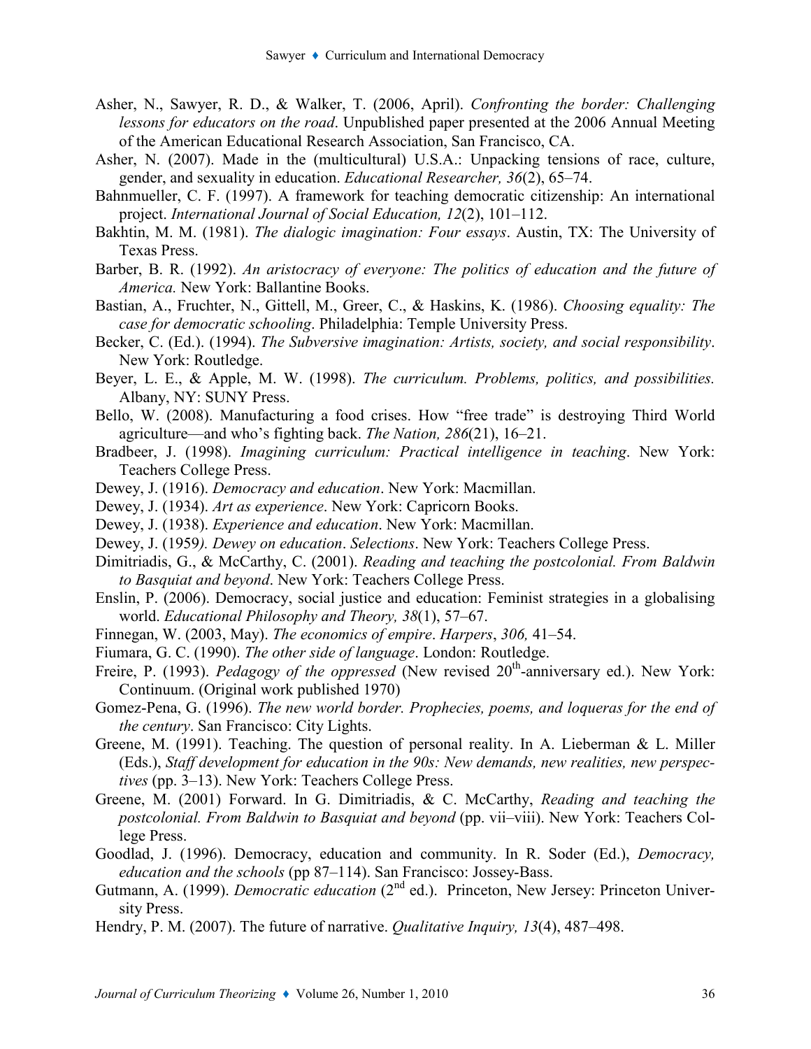Asher, N., Sawyer, R. D., & Walker, T. (2006, April). *Confronting the border: Challenging lessons for educators on the road*. Unpublished paper presented at the 2006 Annual Meeting of the American Educational Research Association, San Francisco, CA.

Asher, N. (2007). Made in the (multicultural) U.S.A.: Unpacking tensions of race, culture, gender, and sexuality in education. *Educational Researcher, 36*(2), 65–74.

Bahnmueller, C. F. (1997). A framework for teaching democratic citizenship: An international project. *International Journal of Social Education, 12*(2), 101–112.

Bakhtin, M. M. (1981). *The dialogic imagination: Four essays*. Austin, TX: The University of Texas Press.

Barber, B. R. (1992). *An aristocracy of everyone: The politics of education and the future of America.* New York: Ballantine Books.

Bastian, A., Fruchter, N., Gittell, M., Greer, C., & Haskins, K. (1986). *Choosing equality: The case for democratic schooling*. Philadelphia: Temple University Press.

Becker, C. (Ed.). (1994). *The Subversive imagination: Artists, society, and social responsibility*. New York: Routledge.

Beyer, L. E., & Apple, M. W. (1998). *The curriculum. Problems, politics, and possibilities.* Albany, NY: SUNY Press.

Bello, W. (2008). Manufacturing a food crises. How "free trade" is destroying Third World agriculture—and who's fighting back. *The Nation, 286*(21), 16–21.

Bradbeer, J. (1998). *Imagining curriculum: Practical intelligence in teaching*. New York: Teachers College Press.

Dewey, J. (1916). *Democracy and education*. New York: Macmillan.

Dewey, J. (1934). *Art as experience*. New York: Capricorn Books.

Dewey, J. (1938). *Experience and education*. New York: Macmillan.

Dewey, J. (1959*). Dewey on education*. *Selections*. New York: Teachers College Press.

Dimitriadis, G., & McCarthy, C. (2001). *Reading and teaching the postcolonial. From Baldwin to Basquiat and beyond*. New York: Teachers College Press.

Enslin, P. (2006). Democracy, social justice and education: Feminist strategies in a globalising world. *Educational Philosophy and Theory, 38*(1), 57–67.

Finnegan, W. (2003, May). *The economics of empire*. *Harpers*, *306,* 41–54.

Fiumara, G. C. (1990). *The other side of language*. London: Routledge.

Freire, P. (1993). *Pedagogy of the oppressed* (New revised 20th-anniversary ed.). New York: Continuum. (Original work published 1970)

Gomez-Pena, G. (1996). *The new world border. Prophecies, poems, and loqueras for the end of the century*. San Francisco: City Lights.

Greene, M. (1991). Teaching. The question of personal reality. In A. Lieberman & L. Miller (Eds.), *Staff development for education in the 90s: New demands, new realities, new perspectives* (pp. 3–13). New York: Teachers College Press.

Greene, M. (2001) Forward. In G. Dimitriadis, & C. McCarthy, *Reading and teaching the postcolonial. From Baldwin to Basquiat and beyond* (pp. vii–viii). New York: Teachers College Press.

Goodlad, J. (1996). Democracy, education and community. In R. Soder (Ed.), *Democracy, education and the schools* (pp 87–114). San Francisco: Jossey-Bass.

Gutmann, A. (1999). *Democratic education* (2nd ed.). Princeton, New Jersey: Princeton University Press.

Hendry, P. M. (2007). The future of narrative. *Qualitative Inquiry, 13*(4), 487–498.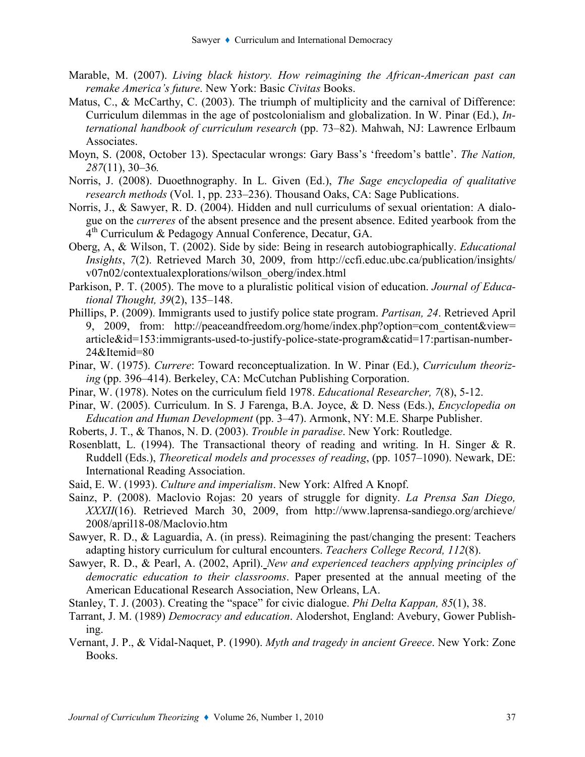Marable, M. (2007). *Living black history. How reimagining the African-American past can remake America's future*. New York: Basic *Civitas* Books.

Matus, C., & McCarthy, C. (2003). The triumph of multiplicity and the carnival of Difference: Curriculum dilemmas in the age of postcolonialism and globalization. In W. Pinar (Ed.), *International handbook of curriculum research* (pp. 73–82). Mahwah, NJ: Lawrence Erlbaum Associates.

Moyn, S. (2008, October 13). Spectacular wrongs: Gary Bass's 'freedom's battle'. *The Nation, 287*(11), 30–36*.*

Norris, J. (2008). Duoethnography. In L. Given (Ed.), *The Sage encyclopedia of qualitative research methods* (Vol. 1, pp. 233–236). Thousand Oaks, CA: Sage Publications.

Norris, J., & Sawyer, R. D. (2004). Hidden and null curriculums of sexual orientation: A dialogue on the *curreres* of the absent presence and the present absence. Edited yearbook from the 4th Curriculum & Pedagogy Annual Conference, Decatur, GA.

Oberg, A, & Wilson, T. (2002). Side by side: Being in research autobiographically. *Educational Insights*, *7*(2). Retrieved March 30, 2009, from http://ccfi.educ.ubc.ca/publication/insights/v07n02/contextualexplorations/wilson_oberg/index.html

Parkison, P. T. (2005). The move to a pluralistic political vision of education. *Journal of Educational Thought, 39*(2), 135–148.

Phillips, P. (2009). Immigrants used to justify police state program. *Partisan, 24*. Retrieved April 9, 2009, from: http://peaceandfreedom.org/home/index.php?option=com_content&view=article&id=153:immigrants-used-to-justify-police-state-program&catid=17:partisan-number-24&Itemid=80

Pinar, W. (1975). *Currere*: Toward reconceptualization. In W. Pinar (Ed.), *Curriculum theorizing* (pp. 396–414). Berkeley, CA: McCutchan Publishing Corporation.

Pinar, W. (1978). Notes on the curriculum field 1978. *Educational Researcher, 7*(8), 5-12.

Pinar, W. (2005). Curriculum. In S. J Farenga, B.A. Joyce, & D. Ness (Eds.), *Encyclopedia on Education and Human Development* (pp. 3–47). Armonk, NY: M.E. Sharpe Publisher.

Roberts, J. T., & Thanos, N. D. (2003). *Trouble in paradise*. New York: Routledge.

Rosenblatt, L. (1994). The Transactional theory of reading and writing. In H. Singer & R. Ruddell (Eds.), *Theoretical models and processes of reading*, (pp. 1057–1090). Newark, DE: International Reading Association.

Said, E. W. (1993). *Culture and imperialism*. New York: Alfred A Knopf.

Sainz, P. (2008). Maclovio Rojas: 20 years of struggle for dignity. *La Prensa San Diego, XXXII*(16). Retrieved March 30, 2009, from http://www.laprensa-sandiego.org/archieve/2008/april18-08/Maclovio.htm

Sawyer, R. D., & Laguardia, A. (in press). Reimagining the past/changing the present: Teachers adapting history curriculum for cultural encounters. *Teachers College Record, 112*(8).

Sawyer, R. D., & Pearl, A. (2002, April). *New and experienced teachers applying principles of democratic education to their classrooms*. Paper presented at the annual meeting of the American Educational Research Association, New Orleans, LA.

Stanley, T. J. (2003). Creating the "space" for civic dialogue. *Phi Delta Kappan, 85*(1), 38.

Tarrant, J. M. (1989) *Democracy and education*. Alodershot, England: Avebury, Gower Publishing.

Vernant, J. P., & Vidal-Naquet, P. (1990). *Myth and tragedy in ancient Greece*. New York: Zone Books.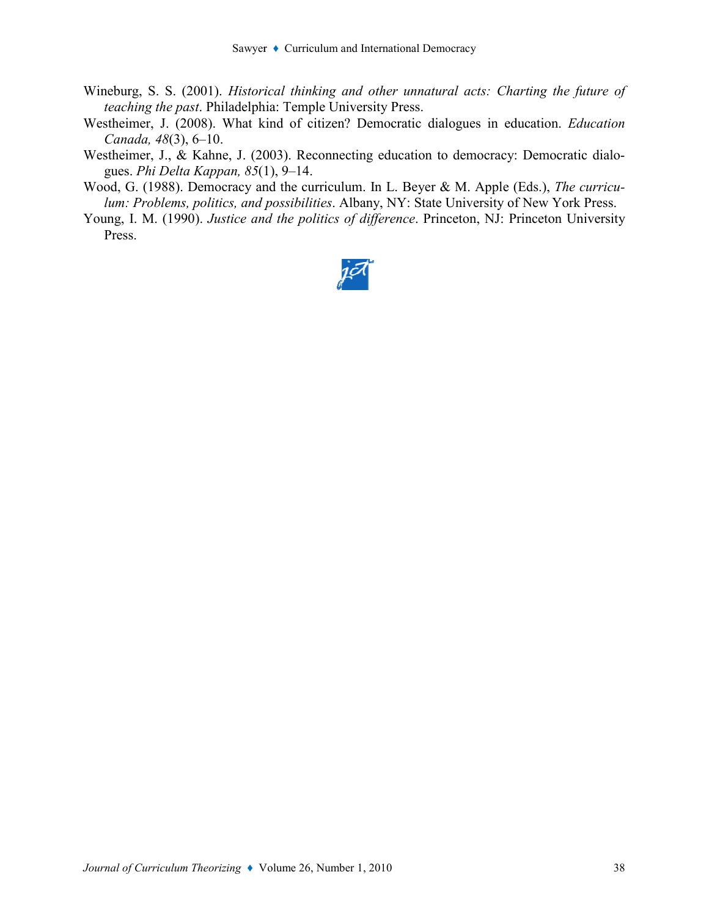Wineburg, S. S. (2001). *Historical thinking and other unnatural acts: Charting the future of teaching the past*. Philadelphia: Temple University Press.

Westheimer, J. (2008). What kind of citizen? Democratic dialogues in education. *Education Canada, 48*(3), 6–10.

Westheimer, J., & Kahne, J. (2003). Reconnecting education to democracy: Democratic dialogues. *Phi Delta Kappan, 85*(1), 9–14.

Wood, G. (1988). Democracy and the curriculum. In L. Beyer & M. Apple (Eds.), *The curriculum: Problems, politics, and possibilities*. Albany, NY: State University of New York Press.

Young, I. M. (1990). *Justice and the politics of difference*. Princeton, NJ: Princeton University Press.